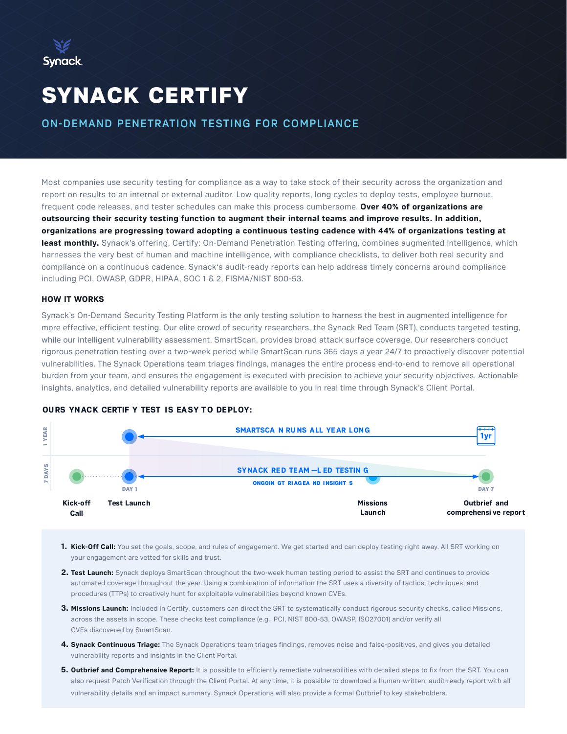Synack.

# SYNACK CERTIFY

## ON-DEMAND PENETRATION TESTING FOR COMPLIANCE

Most companies use security testing for compliance as a way to take stock of their security across the organization and report on results to an internal or external auditor. Low quality reports, long cycles to deploy tests, employee burnout, frequent code releases, and tester schedules can make this process cumbersome. **Over 40% of organizations are outsourcing their security testing function to augment their internal teams and improve results. In addition, organizations are progressing toward adopting a continuous testing cadence with 44% of organizations testing at least monthly.** Synack's offering, Certify: On-Demand Penetration Testing offering, combines augmented intelligence, which harnesses the very best of human and machine intelligence, with compliance checklists, to deliver both real security and compliance on a continuous cadence. Synack's audit-ready reports can help address timely concerns around compliance including PCI, OWASP, GDPR, HIPAA, SOC 1 & 2, FISMA/NIST 800-53.

### HOW IT WORKS

Synack's On-Demand Security Testing Platform is the only testing solution to harness the best in augmented intelligence for more effective, efficient testing. Our elite crowd of security researchers, the Synack Red Team (SRT), conducts targeted testing, while our intelligent vulnerability assessment, SmartScan, provides broad attack surface coverage. Our researchers conduct rigorous penetration testing over a two-week period while SmartScan runs 365 days a year 24/7 to proactively discover potential vulnerabilities. The Synack Operations team triages findings, manages the entire process end-to-end to remove all operational burden from your team, and ensures the engagement is executed with precision to achieve your security objectives. Actionable insights, analytics, and detailed vulnerability reports are available to you in real time through Synack's Client Portal.

### OUR SYNACK CERTIFY TEST IS EASY TO DEPLOY:

1 YEAR — SMARTSCAN RUNS ALL YEAR LONG — 1yr

7 DAYS — SYNACK RED TEAM—LED TESTING — ONGOING TRIAGE AND INSIGHTS

Kick-off Call · Test Launch (DAY 1) · Missions Launch · Outbrief and comprehensive report (DAY 7)

1. **Kick-Off Call:** You set the goals, scope, and rules of engagement. We get started and can deploy testing right away. All SRT working on your engagement are vetted for skills and trust.
2. **Test Launch:** Synack deploys SmartScan throughout the two-week human testing period to assist the SRT and continues to provide automated coverage throughout the year. Using a combination of information the SRT uses a diversity of tactics, techniques, and procedures (TTPs) to creatively hunt for exploitable vulnerabilities beyond known CVEs.
3. **Missions Launch:** Included in Certify, customers can direct the SRT to systematically conduct rigorous security checks, called Missions, across the assets in scope. These checks test compliance (e.g., PCI, NIST 800-53, OWASP, ISO27001) and/or verify all CVEs discovered by SmartScan.
4. **Synack Continuous Triage:** The Synack Operations team triages findings, removes noise and false-positives, and gives you detailed vulnerability reports and insights in the Client Portal.
5. **Outbrief and Comprehensive Report:** It is possible to efficiently remediate vulnerabilities with detailed steps to fix from the SRT. You can also request Patch Verification through the Client Portal. At any time, it is possible to download a human-written, audit-ready report with all vulnerability details and an impact summary. Synack Operations will also provide a formal Outbrief to key stakeholders.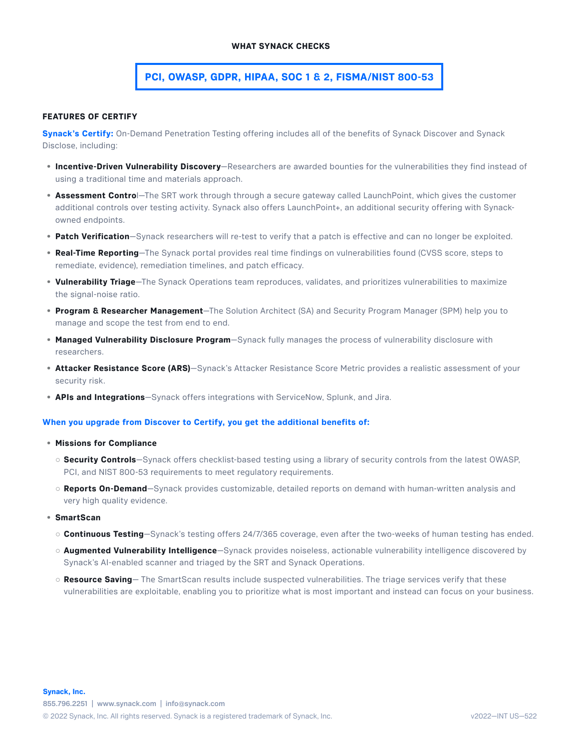## WHAT SYNACK CHECKS

**PCI, OWASP, GDPR, HIPAA, SOC 1 & 2, FISMA/NIST 800-53**

## FEATURES OF CERTIFY

**Synack's Certify:** On-Demand Penetration Testing offering includes all of the benefits of Synack Discover and Synack Disclose, including:

- **Incentive-Driven Vulnerability Discovery**—Researchers are awarded bounties for the vulnerabilities they find instead of using a traditional time and materials approach.
- **Assessment Control**—The SRT work through through a secure gateway called LaunchPoint, which gives the customer additional controls over testing activity. Synack also offers LaunchPoint+, an additional security offering with Synack-owned endpoints.
- **Patch Verification**—Synack researchers will re-test to verify that a patch is effective and can no longer be exploited.
- **Real-Time Reporting**—The Synack portal provides real time findings on vulnerabilities found (CVSS score, steps to remediate, evidence), remediation timelines, and patch efficacy.
- **Vulnerability Triage**—The Synack Operations team reproduces, validates, and prioritizes vulnerabilities to maximize the signal-noise ratio.
- **Program & Researcher Management**—The Solution Architect (SA) and Security Program Manager (SPM) help you to manage and scope the test from end to end.
- **Managed Vulnerability Disclosure Program**—Synack fully manages the process of vulnerability disclosure with researchers.
- **Attacker Resistance Score (ARS)**—Synack's Attacker Resistance Score Metric provides a realistic assessment of your security risk.
- **APIs and Integrations**—Synack offers integrations with ServiceNow, Splunk, and Jira.

**When you upgrade from Discover to Certify, you get the additional benefits of:**

- **Missions for Compliance**
  - **Security Controls**—Synack offers checklist-based testing using a library of security controls from the latest OWASP, PCI, and NIST 800-53 requirements to meet regulatory requirements.
  - **Reports On-Demand**—Synack provides customizable, detailed reports on demand with human-written analysis and very high quality evidence.
- **SmartScan**
  - **Continuous Testing**—Synack's testing offers 24/7/365 coverage, even after the two-weeks of human testing has ended.
  - **Augmented Vulnerability Intelligence**—Synack provides noiseless, actionable vulnerability intelligence discovered by Synack's AI-enabled scanner and triaged by the SRT and Synack Operations.
  - **Resource Saving**— The SmartScan results include suspected vulnerabilities. The triage services verify that these vulnerabilities are exploitable, enabling you to prioritize what is most important and instead can focus on your business.

**Synack, Inc.**
855.796.2251 | www.synack.com | info@synack.com
© 2022 Synack, Inc. All rights reserved. Synack is a registered trademark of Synack, Inc.
v2022—INT US—522